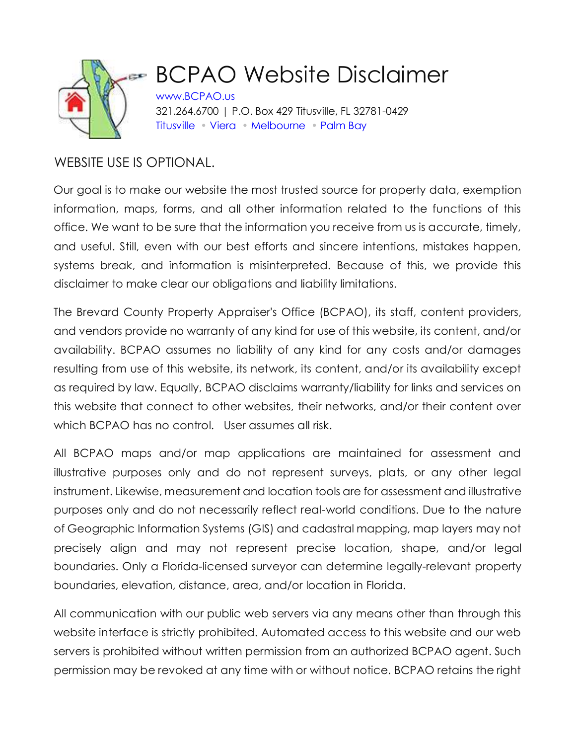# BCPAO Website Disclaimer

www.BCPAO.us
321.264.6700 | P.O. Box 429 Titusville, FL 32781-0429
Titusville • Viera • Melbourne • Palm Bay

WEBSITE USE IS OPTIONAL.

Our goal is to make our website the most trusted source for property data, exemption information, maps, forms, and all other information related to the functions of this office. We want to be sure that the information you receive from us is accurate, timely, and useful. Still, even with our best efforts and sincere intentions, mistakes happen, systems break, and information is misinterpreted. Because of this, we provide this disclaimer to make clear our obligations and liability limitations.

The Brevard County Property Appraiser's Office (BCPAO), its staff, content providers, and vendors provide no warranty of any kind for use of this website, its content, and/or availability. BCPAO assumes no liability of any kind for any costs and/or damages resulting from use of this website, its network, its content, and/or its availability except as required by law. Equally, BCPAO disclaims warranty/liability for links and services on this website that connect to other websites, their networks, and/or their content over which BCPAO has no control. User assumes all risk.

All BCPAO maps and/or map applications are maintained for assessment and illustrative purposes only and do not represent surveys, plats, or any other legal instrument. Likewise, measurement and location tools are for assessment and illustrative purposes only and do not necessarily reflect real-world conditions. Due to the nature of Geographic Information Systems (GIS) and cadastral mapping, map layers may not precisely align and may not represent precise location, shape, and/or legal boundaries. Only a Florida-licensed surveyor can determine legally-relevant property boundaries, elevation, distance, area, and/or location in Florida.

All communication with our public web servers via any means other than through this website interface is strictly prohibited. Automated access to this website and our web servers is prohibited without written permission from an authorized BCPAO agent. Such permission may be revoked at any time with or without notice. BCPAO retains the right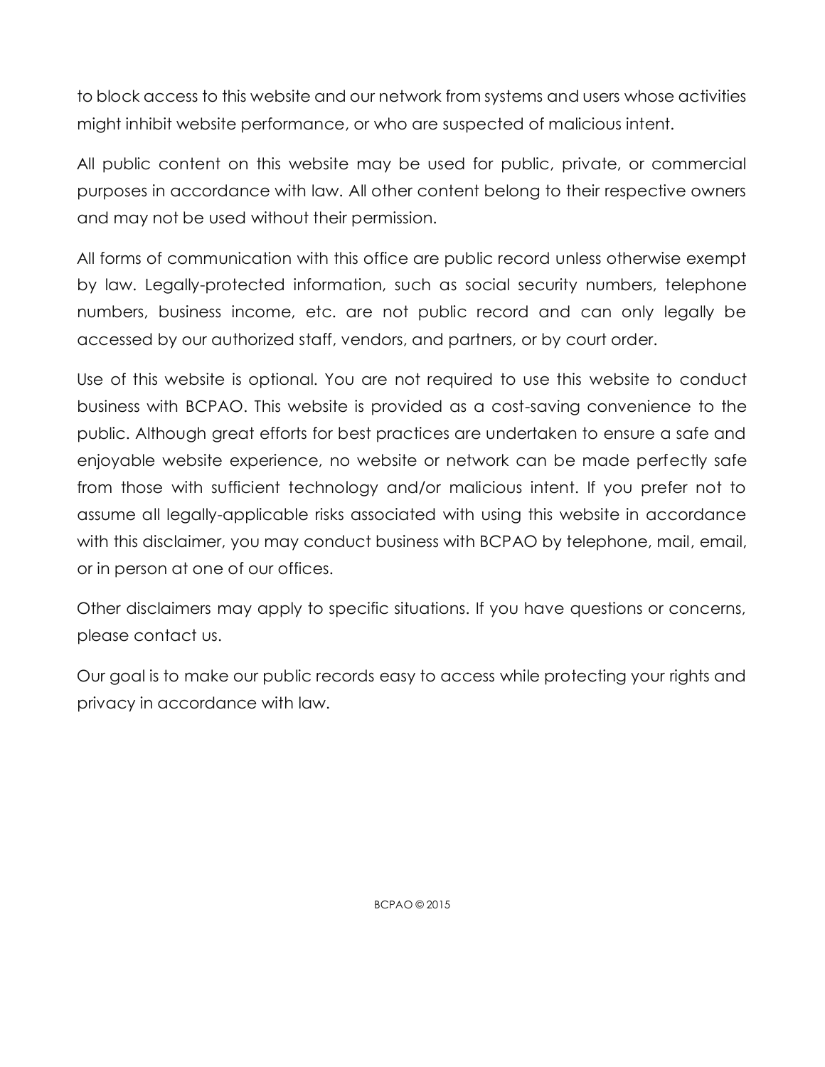to block access to this website and our network from systems and users whose activities might inhibit website performance, or who are suspected of malicious intent.

All public content on this website may be used for public, private, or commercial purposes in accordance with law. All other content belong to their respective owners and may not be used without their permission.

All forms of communication with this office are public record unless otherwise exempt by law. Legally-protected information, such as social security numbers, telephone numbers, business income, etc. are not public record and can only legally be accessed by our authorized staff, vendors, and partners, or by court order.

Use of this website is optional. You are not required to use this website to conduct business with BCPAO. This website is provided as a cost-saving convenience to the public. Although great efforts for best practices are undertaken to ensure a safe and enjoyable website experience, no website or network can be made perfectly safe from those with sufficient technology and/or malicious intent. If you prefer not to assume all legally-applicable risks associated with using this website in accordance with this disclaimer, you may conduct business with BCPAO by telephone, mail, email, or in person at one of our offices.

Other disclaimers may apply to specific situations. If you have questions or concerns, please contact us.

Our goal is to make our public records easy to access while protecting your rights and privacy in accordance with law.

BCPAO © 2015